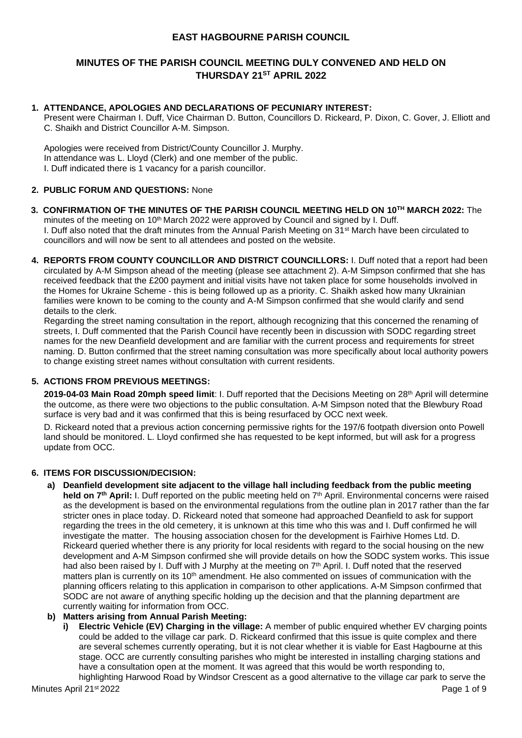# EAST HAGBOURNE PARISH COUNCIL

## MINUTES OF THE PARISH COUNCIL MEETING DULY CONVENED AND HELD ON THURSDAY 21ST APRIL 2022

**1. ATTENDANCE, APOLOGIES AND DECLARATIONS OF PECUNIARY INTEREST:**
Present were Chairman I. Duff, Vice Chairman D. Button, Councillors D. Rickeard, P. Dixon, C. Gover, J. Elliott and C. Shaikh and District Councillor A-M. Simpson.

Apologies were received from District/County Councillor J. Murphy.
In attendance was L. Lloyd (Clerk) and one member of the public.
I. Duff indicated there is 1 vacancy for a parish councillor.

**2. PUBLIC FORUM AND QUESTIONS:** None

**3. CONFIRMATION OF THE MINUTES OF THE PARISH COUNCIL MEETING HELD ON 10TH MARCH 2022:** The minutes of the meeting on 10th March 2022 were approved by Council and signed by I. Duff.
I. Duff also noted that the draft minutes from the Annual Parish Meeting on 31st March have been circulated to councillors and will now be sent to all attendees and posted on the website.

**4. REPORTS FROM COUNTY COUNCILLOR AND DISTRICT COUNCILLORS:** I. Duff noted that a report had been circulated by A-M Simpson ahead of the meeting (please see attachment 2). A-M Simpson confirmed that she has received feedback that the £200 payment and initial visits have not taken place for some households involved in the Homes for Ukraine Scheme - this is being followed up as a priority. C. Shaikh asked how many Ukrainian families were known to be coming to the county and A-M Simpson confirmed that she would clarify and send details to the clerk.

Regarding the street naming consultation in the report, although recognizing that this concerned the renaming of streets, I. Duff commented that the Parish Council have recently been in discussion with SODC regarding street names for the new Deanfield development and are familiar with the current process and requirements for street naming. D. Button confirmed that the street naming consultation was more specifically about local authority powers to change existing street names without consultation with current residents.

**5. ACTIONS FROM PREVIOUS MEETINGS:**

**2019-04-03 Main Road 20mph speed limit**: I. Duff reported that the Decisions Meeting on 28th April will determine the outcome, as there were two objections to the public consultation. A-M Simpson noted that the Blewbury Road surface is very bad and it was confirmed that this is being resurfaced by OCC next week.

D. Rickeard noted that a previous action concerning permissive rights for the 197/6 footpath diversion onto Powell land should be monitored. L. Lloyd confirmed she has requested to be kept informed, but will ask for a progress update from OCC.

**6. ITEMS FOR DISCUSSION/DECISION:**

**a) Deanfield development site adjacent to the village hall including feedback from the public meeting held on 7th April:** I. Duff reported on the public meeting held on 7th April. Environmental concerns were raised as the development is based on the environmental regulations from the outline plan in 2017 rather than the far stricter ones in place today. D. Rickeard noted that someone had approached Deanfield to ask for support regarding the trees in the old cemetery, it is unknown at this time who this was and I. Duff confirmed he will investigate the matter. The housing association chosen for the development is Fairhive Homes Ltd. D. Rickeard queried whether there is any priority for local residents with regard to the social housing on the new development and A-M Simpson confirmed she will provide details on how the SODC system works. This issue had also been raised by I. Duff with J Murphy at the meeting on 7th April. I. Duff noted that the reserved matters plan is currently on its 10th amendment. He also commented on issues of communication with the planning officers relating to this application in comparison to other applications. A-M Simpson confirmed that SODC are not aware of anything specific holding up the decision and that the planning department are currently waiting for information from OCC.

**b) Matters arising from Annual Parish Meeting:**

**i) Electric Vehicle (EV) Charging in the village:** A member of public enquired whether EV charging points could be added to the village car park. D. Rickeard confirmed that this issue is quite complex and there are several schemes currently operating, but it is not clear whether it is viable for East Hagbourne at this stage. OCC are currently consulting parishes who might be interested in installing charging stations and have a consultation open at the moment. It was agreed that this would be worth responding to, highlighting Harwood Road by Windsor Crescent as a good alternative to the village car park to serve the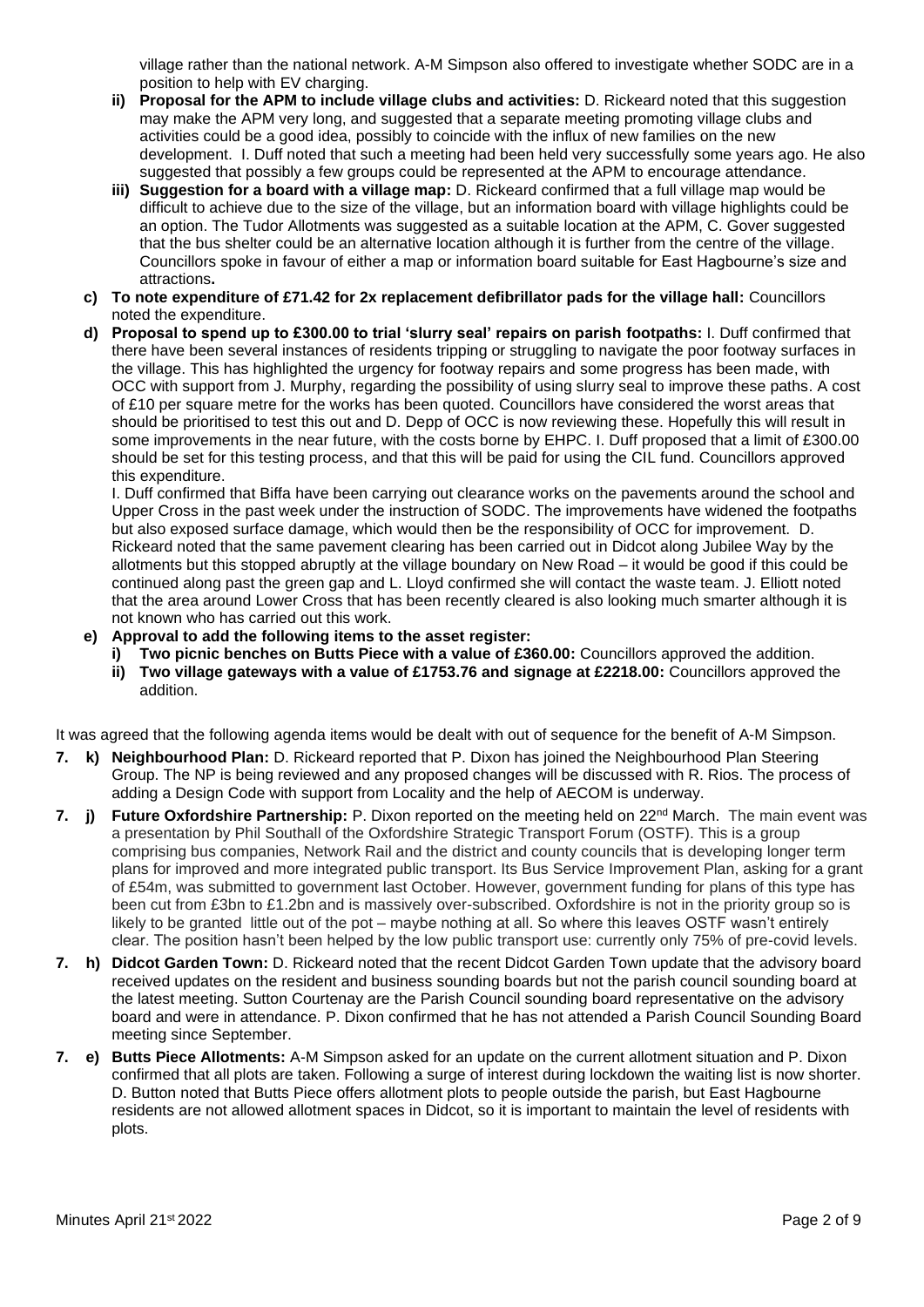village rather than the national network. A-M Simpson also offered to investigate whether SODC are in a position to help with EV charging.

- **ii) Proposal for the APM to include village clubs and activities:** D. Rickeard noted that this suggestion may make the APM very long, and suggested that a separate meeting promoting village clubs and activities could be a good idea, possibly to coincide with the influx of new families on the new development. I. Duff noted that such a meeting had been held very successfully some years ago. He also suggested that possibly a few groups could be represented at the APM to encourage attendance.
- **iii) Suggestion for a board with a village map:** D. Rickeard confirmed that a full village map would be difficult to achieve due to the size of the village, but an information board with village highlights could be an option. The Tudor Allotments was suggested as a suitable location at the APM, C. Gover suggested that the bus shelter could be an alternative location although it is further from the centre of the village. Councillors spoke in favour of either a map or information board suitable for East Hagbourne's size and attractions**.**

**c) To note expenditure of £71.42 for 2x replacement defibrillator pads for the village hall:** Councillors noted the expenditure.

**d) Proposal to spend up to £300.00 to trial 'slurry seal' repairs on parish footpaths:** I. Duff confirmed that there have been several instances of residents tripping or struggling to navigate the poor footway surfaces in the village. This has highlighted the urgency for footway repairs and some progress has been made, with OCC with support from J. Murphy, regarding the possibility of using slurry seal to improve these paths. A cost of £10 per square metre for the works has been quoted. Councillors have considered the worst areas that should be prioritised to test this out and D. Depp of OCC is now reviewing these. Hopefully this will result in some improvements in the near future, with the costs borne by EHPC. I. Duff proposed that a limit of £300.00 should be set for this testing process, and that this will be paid for using the CIL fund. Councillors approved this expenditure.

I. Duff confirmed that Biffa have been carrying out clearance works on the pavements around the school and Upper Cross in the past week under the instruction of SODC. The improvements have widened the footpaths but also exposed surface damage, which would then be the responsibility of OCC for improvement. D. Rickeard noted that the same pavement clearing has been carried out in Didcot along Jubilee Way by the allotments but this stopped abruptly at the village boundary on New Road – it would be good if this could be continued along past the green gap and L. Lloyd confirmed she will contact the waste team. J. Elliott noted that the area around Lower Cross that has been recently cleared is also looking much smarter although it is not known who has carried out this work.

**e) Approval to add the following items to the asset register:**

- **i) Two picnic benches on Butts Piece with a value of £360.00:** Councillors approved the addition.
- **ii) Two village gateways with a value of £1753.76 and signage at £2218.00:** Councillors approved the addition.

It was agreed that the following agenda items would be dealt with out of sequence for the benefit of A-M Simpson.

**7. k) Neighbourhood Plan:** D. Rickeard reported that P. Dixon has joined the Neighbourhood Plan Steering Group. The NP is being reviewed and any proposed changes will be discussed with R. Rios. The process of adding a Design Code with support from Locality and the help of AECOM is underway.

**7. j) Future Oxfordshire Partnership:** P. Dixon reported on the meeting held on 22nd March. The main event was a presentation by Phil Southall of the Oxfordshire Strategic Transport Forum (OSTF). This is a group comprising bus companies, Network Rail and the district and county councils that is developing longer term plans for improved and more integrated public transport. Its Bus Service Improvement Plan, asking for a grant of £54m, was submitted to government last October. However, government funding for plans of this type has been cut from £3bn to £1.2bn and is massively over-subscribed. Oxfordshire is not in the priority group so is likely to be granted little out of the pot – maybe nothing at all. So where this leaves OSTF wasn't entirely clear. The position hasn't been helped by the low public transport use: currently only 75% of pre-covid levels.

**7. h) Didcot Garden Town:** D. Rickeard noted that the recent Didcot Garden Town update that the advisory board received updates on the resident and business sounding boards but not the parish council sounding board at the latest meeting. Sutton Courtenay are the Parish Council sounding board representative on the advisory board and were in attendance. P. Dixon confirmed that he has not attended a Parish Council Sounding Board meeting since September.

**7. e) Butts Piece Allotments:** A-M Simpson asked for an update on the current allotment situation and P. Dixon confirmed that all plots are taken. Following a surge of interest during lockdown the waiting list is now shorter. D. Button noted that Butts Piece offers allotment plots to people outside the parish, but East Hagbourne residents are not allowed allotment spaces in Didcot, so it is important to maintain the level of residents with plots.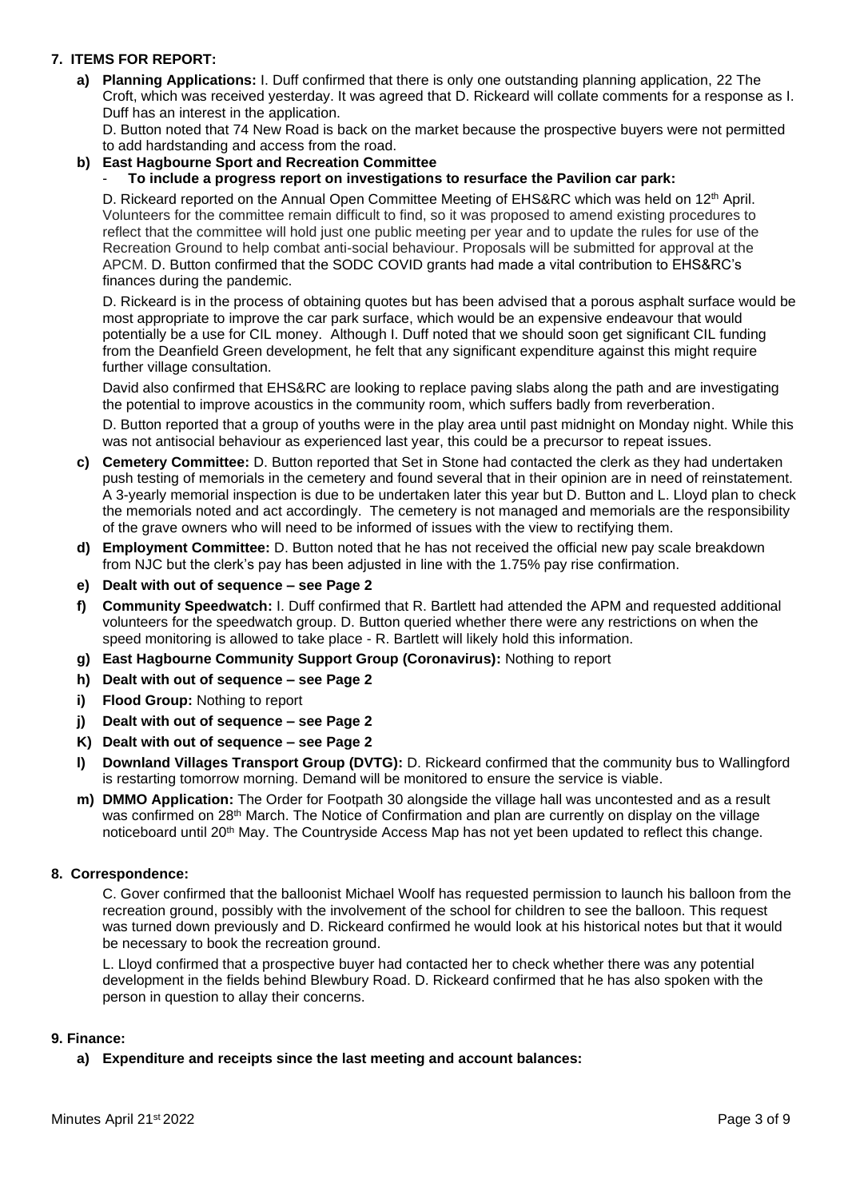## 7. ITEMS FOR REPORT:

**a) Planning Applications:** I. Duff confirmed that there is only one outstanding planning application, 22 The Croft, which was received yesterday. It was agreed that D. Rickeard will collate comments for a response as I. Duff has an interest in the application.

D. Button noted that 74 New Road is back on the market because the prospective buyers were not permitted to add hardstanding and access from the road.

**b) East Hagbourne Sport and Recreation Committee**

- **To include a progress report on investigations to resurface the Pavilion car park:**

D. Rickeard reported on the Annual Open Committee Meeting of EHS&RC which was held on 12th April. Volunteers for the committee remain difficult to find, so it was proposed to amend existing procedures to reflect that the committee will hold just one public meeting per year and to update the rules for use of the Recreation Ground to help combat anti-social behaviour. Proposals will be submitted for approval at the APCM. D. Button confirmed that the SODC COVID grants had made a vital contribution to EHS&RC's finances during the pandemic.

D. Rickeard is in the process of obtaining quotes but has been advised that a porous asphalt surface would be most appropriate to improve the car park surface, which would be an expensive endeavour that would potentially be a use for CIL money. Although I. Duff noted that we should soon get significant CIL funding from the Deanfield Green development, he felt that any significant expenditure against this might require further village consultation.

David also confirmed that EHS&RC are looking to replace paving slabs along the path and are investigating the potential to improve acoustics in the community room, which suffers badly from reverberation.

D. Button reported that a group of youths were in the play area until past midnight on Monday night. While this was not antisocial behaviour as experienced last year, this could be a precursor to repeat issues.

**c) Cemetery Committee:** D. Button reported that Set in Stone had contacted the clerk as they had undertaken push testing of memorials in the cemetery and found several that in their opinion are in need of reinstatement. A 3-yearly memorial inspection is due to be undertaken later this year but D. Button and L. Lloyd plan to check the memorials noted and act accordingly. The cemetery is not managed and memorials are the responsibility of the grave owners who will need to be informed of issues with the view to rectifying them.

**d) Employment Committee:** D. Button noted that he has not received the official new pay scale breakdown from NJC but the clerk's pay has been adjusted in line with the 1.75% pay rise confirmation.

**e) Dealt with out of sequence – see Page 2**

**f) Community Speedwatch:** I. Duff confirmed that R. Bartlett had attended the APM and requested additional volunteers for the speedwatch group. D. Button queried whether there were any restrictions on when the speed monitoring is allowed to take place - R. Bartlett will likely hold this information.

**g) East Hagbourne Community Support Group (Coronavirus):** Nothing to report

**h) Dealt with out of sequence – see Page 2**

**i) Flood Group:** Nothing to report

**j) Dealt with out of sequence – see Page 2**

**K) Dealt with out of sequence – see Page 2**

**l) Downland Villages Transport Group (DVTG):** D. Rickeard confirmed that the community bus to Wallingford is restarting tomorrow morning. Demand will be monitored to ensure the service is viable.

**m) DMMO Application:** The Order for Footpath 30 alongside the village hall was uncontested and as a result was confirmed on 28th March. The Notice of Confirmation and plan are currently on display on the village noticeboard until 20th May. The Countryside Access Map has not yet been updated to reflect this change.

## 8. Correspondence:

C. Gover confirmed that the balloonist Michael Woolf has requested permission to launch his balloon from the recreation ground, possibly with the involvement of the school for children to see the balloon. This request was turned down previously and D. Rickeard confirmed he would look at his historical notes but that it would be necessary to book the recreation ground.

L. Lloyd confirmed that a prospective buyer had contacted her to check whether there was any potential development in the fields behind Blewbury Road. D. Rickeard confirmed that he has also spoken with the person in question to allay their concerns.

## 9. Finance:

**a) Expenditure and receipts since the last meeting and account balances:**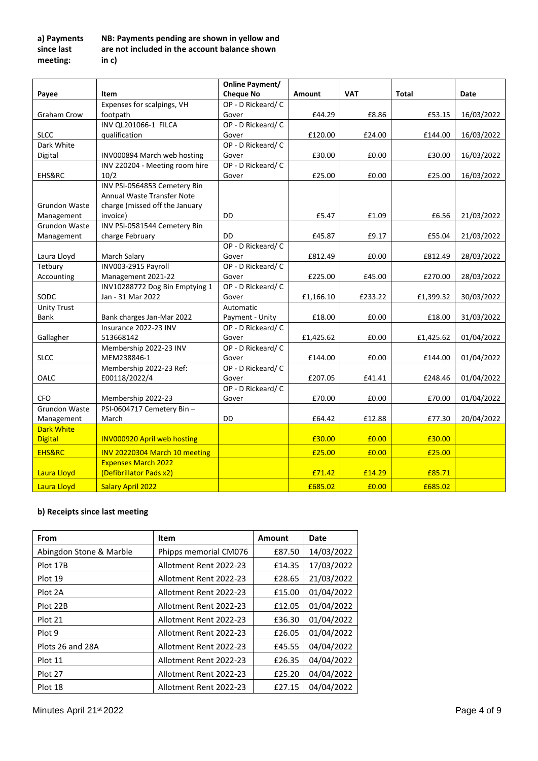**a) Payments since last meeting:** **NB: Payments pending are shown in yellow and are not included in the account balance shown in c)**

| Payee | Item | Online Payment/ Cheque No | Amount | VAT | Total | Date |
|---|---|---|---|---|---|---|
| Graham Crow | Expenses for scalpings, VH footpath | OP - D Rickeard/ C Gover | £44.29 | £8.86 | £53.15 | 16/03/2022 |
| SLCC | INV QL201066-1 FILCA qualification | OP - D Rickeard/ C Gover | £120.00 | £24.00 | £144.00 | 16/03/2022 |
| Dark White Digital | INV000894 March web hosting | OP - D Rickeard/ C Gover | £30.00 | £0.00 | £30.00 | 16/03/2022 |
| EHS&RC | INV 220204 - Meeting room hire 10/2 | OP - D Rickeard/ C Gover | £25.00 | £0.00 | £25.00 | 16/03/2022 |
| Grundon Waste Management | INV PSI-0564853 Cemetery Bin Annual Waste Transfer Note charge (missed off the January invoice) | DD | £5.47 | £1.09 | £6.56 | 21/03/2022 |
| Grundon Waste Management | INV PSI-0581544 Cemetery Bin charge February | DD | £45.87 | £9.17 | £55.04 | 21/03/2022 |
| Laura Lloyd | March Salary | OP - D Rickeard/ C Gover | £812.49 | £0.00 | £812.49 | 28/03/2022 |
| Tetbury Accounting | INV003-2915 Payroll Management 2021-22 | OP - D Rickeard/ C Gover | £225.00 | £45.00 | £270.00 | 28/03/2022 |
| SODC | INV10288772 Dog Bin Emptying 1 Jan - 31 Mar 2022 | OP - D Rickeard/ C Gover | £1,166.10 | £233.22 | £1,399.32 | 30/03/2022 |
| Unity Trust Bank | Bank charges Jan-Mar 2022 | Automatic Payment - Unity | £18.00 | £0.00 | £18.00 | 31/03/2022 |
| Gallagher | Insurance 2022-23 INV 513668142 | OP - D Rickeard/ C Gover | £1,425.62 | £0.00 | £1,425.62 | 01/04/2022 |
| SLCC | Membership 2022-23 INV MEM238846-1 | OP - D Rickeard/ C Gover | £144.00 | £0.00 | £144.00 | 01/04/2022 |
| OALC | Membership 2022-23 Ref: E00118/2022/4 | OP - D Rickeard/ C Gover | £207.05 | £41.41 | £248.46 | 01/04/2022 |
| CFO | Membership 2022-23 | OP - D Rickeard/ C Gover | £70.00 | £0.00 | £70.00 | 01/04/2022 |
| Grundon Waste Management | PSI-0604717 Cemetery Bin – March | DD | £64.42 | £12.88 | £77.30 | 20/04/2022 |
| Dark White Digital | INV000920 April web hosting | | £30.00 | £0.00 | £30.00 | |
| EHS&RC | INV 20220304 March 10 meeting | | £25.00 | £0.00 | £25.00 | |
| Laura Lloyd | Expenses March 2022 (Defibrillator Pads x2) | | £71.42 | £14.29 | £85.71 | |
| Laura Lloyd | Salary April 2022 | | £685.02 | £0.00 | £685.02 | |

**b) Receipts since last meeting**

| From | Item | Amount | Date |
|---|---|---|---|
| Abingdon Stone & Marble | Phipps memorial CM076 | £87.50 | 14/03/2022 |
| Plot 17B | Allotment Rent 2022-23 | £14.35 | 17/03/2022 |
| Plot 19 | Allotment Rent 2022-23 | £28.65 | 21/03/2022 |
| Plot 2A | Allotment Rent 2022-23 | £15.00 | 01/04/2022 |
| Plot 22B | Allotment Rent 2022-23 | £12.05 | 01/04/2022 |
| Plot 21 | Allotment Rent 2022-23 | £36.30 | 01/04/2022 |
| Plot 9 | Allotment Rent 2022-23 | £26.05 | 01/04/2022 |
| Plots 26 and 28A | Allotment Rent 2022-23 | £45.55 | 04/04/2022 |
| Plot 11 | Allotment Rent 2022-23 | £26.35 | 04/04/2022 |
| Plot 27 | Allotment Rent 2022-23 | £25.20 | 04/04/2022 |
| Plot 18 | Allotment Rent 2022-23 | £27.15 | 04/04/2022 |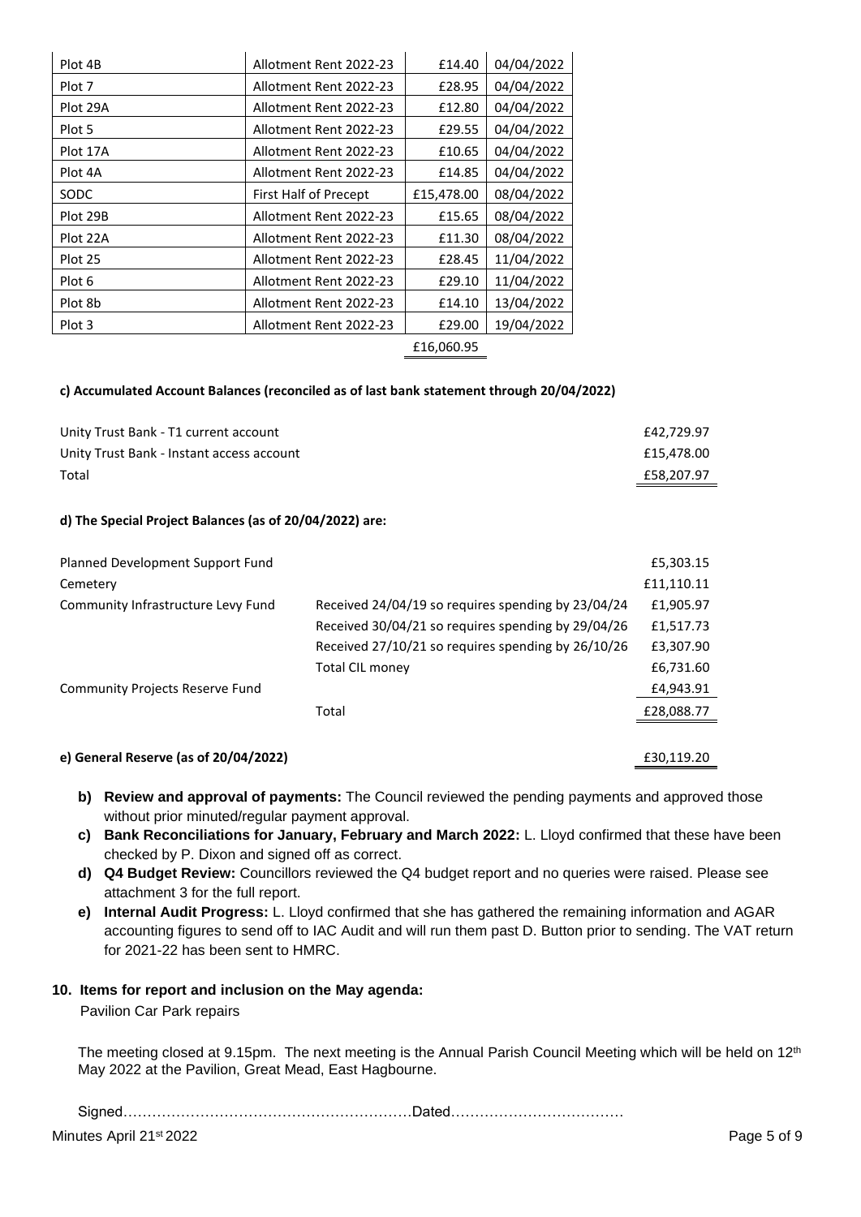| | | | |
|---|---|---|---|
| Plot 4B | Allotment Rent 2022-23 | £14.40 | 04/04/2022 |
| Plot 7 | Allotment Rent 2022-23 | £28.95 | 04/04/2022 |
| Plot 29A | Allotment Rent 2022-23 | £12.80 | 04/04/2022 |
| Plot 5 | Allotment Rent 2022-23 | £29.55 | 04/04/2022 |
| Plot 17A | Allotment Rent 2022-23 | £10.65 | 04/04/2022 |
| Plot 4A | Allotment Rent 2022-23 | £14.85 | 04/04/2022 |
| SODC | First Half of Precept | £15,478.00 | 08/04/2022 |
| Plot 29B | Allotment Rent 2022-23 | £15.65 | 08/04/2022 |
| Plot 22A | Allotment Rent 2022-23 | £11.30 | 08/04/2022 |
| Plot 25 | Allotment Rent 2022-23 | £28.45 | 11/04/2022 |
| Plot 6 | Allotment Rent 2022-23 | £29.10 | 11/04/2022 |
| Plot 8b | Allotment Rent 2022-23 | £14.10 | 13/04/2022 |
| Plot 3 | Allotment Rent 2022-23 | £29.00 | 19/04/2022 |
| | | £16,060.95 | |

**c) Accumulated Account Balances (reconciled as of last bank statement through 20/04/2022)**

| | |
|---|---|
| Unity Trust Bank - T1 current account | £42,729.97 |
| Unity Trust Bank - Instant access account | £15,478.00 |
| Total | £58,207.97 |

**d) The Special Project Balances (as of 20/04/2022) are:**

| | | |
|---|---|---|
| Planned Development Support Fund | | £5,303.15 |
| Cemetery | | £11,110.11 |
| Community Infrastructure Levy Fund | Received 24/04/19 so requires spending by 23/04/24 | £1,905.97 |
| | Received 30/04/21 so requires spending by 29/04/26 | £1,517.73 |
| | Received 27/10/21 so requires spending by 26/10/26 | £3,307.90 |
| | Total CIL money | £6,731.60 |
| Community Projects Reserve Fund | | £4,943.91 |
| | Total | £28,088.77 |

**e) General Reserve (as of 20/04/2022)** £30,119.20

b) **Review and approval of payments:** The Council reviewed the pending payments and approved those without prior minuted/regular payment approval.

c) **Bank Reconciliations for January, February and March 2022:** L. Lloyd confirmed that these have been checked by P. Dixon and signed off as correct.

d) **Q4 Budget Review:** Councillors reviewed the Q4 budget report and no queries were raised. Please see attachment 3 for the full report.

e) **Internal Audit Progress:** L. Lloyd confirmed that she has gathered the remaining information and AGAR accounting figures to send off to IAC Audit and will run them past D. Button prior to sending. The VAT return for 2021-22 has been sent to HMRC.

**10. Items for report and inclusion on the May agenda:**

Pavilion Car Park repairs

The meeting closed at 9.15pm. The next meeting is the Annual Parish Council Meeting which will be held on 12th May 2022 at the Pavilion, Great Mead, East Hagbourne.

Signed……………………………………………………Dated………………………………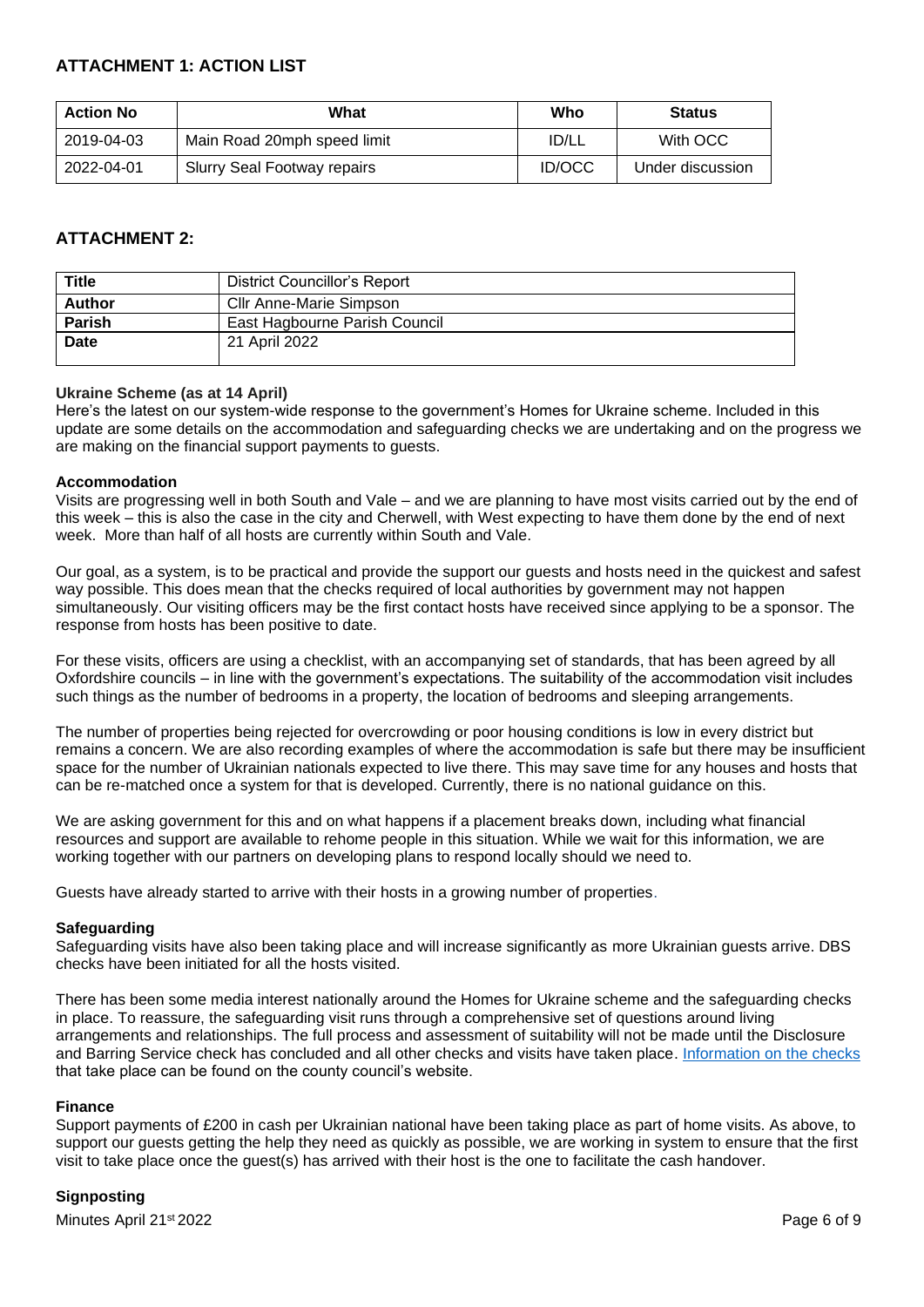## ATTACHMENT 1: ACTION LIST

| Action No | What | Who | Status |
|---|---|---|---|
| 2019-04-03 | Main Road 20mph speed limit | ID/LL | With OCC |
| 2022-04-01 | Slurry Seal Footway repairs | ID/OCC | Under discussion |

## ATTACHMENT 2:

| Title | District Councillor's Report |
|---|---|
| **Author** | Cllr Anne-Marie Simpson |
| **Parish** | East Hagbourne Parish Council |
| **Date** | 21 April 2022 |

**Ukraine Scheme (as at 14 April)**

Here's the latest on our system-wide response to the government's Homes for Ukraine scheme. Included in this update are some details on the accommodation and safeguarding checks we are undertaking and on the progress we are making on the financial support payments to guests.

**Accommodation**

Visits are progressing well in both South and Vale – and we are planning to have most visits carried out by the end of this week – this is also the case in the city and Cherwell, with West expecting to have them done by the end of next week. More than half of all hosts are currently within South and Vale.

Our goal, as a system, is to be practical and provide the support our guests and hosts need in the quickest and safest way possible. This does mean that the checks required of local authorities by government may not happen simultaneously. Our visiting officers may be the first contact hosts have received since applying to be a sponsor. The response from hosts has been positive to date.

For these visits, officers are using a checklist, with an accompanying set of standards, that has been agreed by all Oxfordshire councils – in line with the government's expectations. The suitability of the accommodation visit includes such things as the number of bedrooms in a property, the location of bedrooms and sleeping arrangements.

The number of properties being rejected for overcrowding or poor housing conditions is low in every district but remains a concern. We are also recording examples of where the accommodation is safe but there may be insufficient space for the number of Ukrainian nationals expected to live there. This may save time for any houses and hosts that can be re-matched once a system for that is developed. Currently, there is no national guidance on this.

We are asking government for this and on what happens if a placement breaks down, including what financial resources and support are available to rehome people in this situation. While we wait for this information, we are working together with our partners on developing plans to respond locally should we need to.

Guests have already started to arrive with their hosts in a growing number of properties.

**Safeguarding**

Safeguarding visits have also been taking place and will increase significantly as more Ukrainian guests arrive. DBS checks have been initiated for all the hosts visited.

There has been some media interest nationally around the Homes for Ukraine scheme and the safeguarding checks in place. To reassure, the safeguarding visit runs through a comprehensive set of questions around living arrangements and relationships. The full process and assessment of suitability will not be made until the Disclosure and Barring Service check has concluded and all other checks and visits have taken place. Information on the checks that take place can be found on the county council's website.

**Finance**

Support payments of £200 in cash per Ukrainian national have been taking place as part of home visits. As above, to support our guests getting the help they need as quickly as possible, we are working in system to ensure that the first visit to take place once the guest(s) has arrived with their host is the one to facilitate the cash handover.

**Signposting**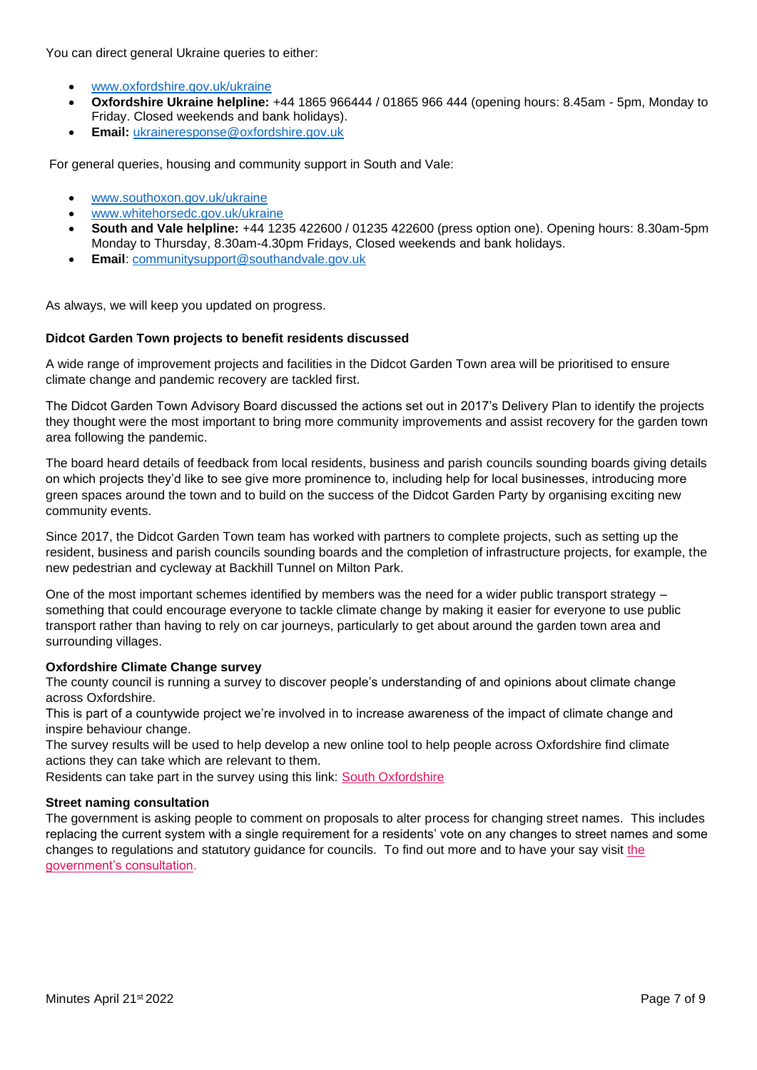You can direct general Ukraine queries to either:

- [www.oxfordshire.gov.uk/ukraine](www.oxfordshire.gov.uk/ukraine)
- **Oxfordshire Ukraine helpline:** +44 1865 966444 / 01865 966 444 (opening hours: 8.45am - 5pm, Monday to Friday. Closed weekends and bank holidays).
- **Email:** [ukraineresponse@oxfordshire.gov.uk](mailto:ukraineresponse@oxfordshire.gov.uk)

For general queries, housing and community support in South and Vale:

- [www.southoxon.gov.uk/ukraine](www.southoxon.gov.uk/ukraine)
- [www.whitehorsedc.gov.uk/ukraine](www.whitehorsedc.gov.uk/ukraine)
- **South and Vale helpline:** +44 1235 422600 / 01235 422600 (press option one). Opening hours: 8.30am-5pm Monday to Thursday, 8.30am-4.30pm Fridays, Closed weekends and bank holidays.
- **Email**: [communitysupport@southandvale.gov.uk](mailto:communitysupport@southandvale.gov.uk)

As always, we will keep you updated on progress.

**Didcot Garden Town projects to benefit residents discussed**

A wide range of improvement projects and facilities in the Didcot Garden Town area will be prioritised to ensure climate change and pandemic recovery are tackled first.

The Didcot Garden Town Advisory Board discussed the actions set out in 2017's Delivery Plan to identify the projects they thought were the most important to bring more community improvements and assist recovery for the garden town area following the pandemic.

The board heard details of feedback from local residents, business and parish councils sounding boards giving details on which projects they'd like to see give more prominence to, including help for local businesses, introducing more green spaces around the town and to build on the success of the Didcot Garden Party by organising exciting new community events.

Since 2017, the Didcot Garden Town team has worked with partners to complete projects, such as setting up the resident, business and parish councils sounding boards and the completion of infrastructure projects, for example, the new pedestrian and cycleway at Backhill Tunnel on Milton Park.

One of the most important schemes identified by members was the need for a wider public transport strategy – something that could encourage everyone to tackle climate change by making it easier for everyone to use public transport rather than having to rely on car journeys, particularly to get about around the garden town area and surrounding villages.

**Oxfordshire Climate Change survey**

The county council is running a survey to discover people's understanding of and opinions about climate change across Oxfordshire.

This is part of a countywide project we're involved in to increase awareness of the impact of climate change and inspire behaviour change.

The survey results will be used to help develop a new online tool to help people across Oxfordshire find climate actions they can take which are relevant to them.

Residents can take part in the survey using this link: South Oxfordshire

**Street naming consultation**

The government is asking people to comment on proposals to alter process for changing street names. This includes replacing the current system with a single requirement for a residents' vote on any changes to street names and some changes to regulations and statutory guidance for councils. To find out more and to have your say visit the government's consultation.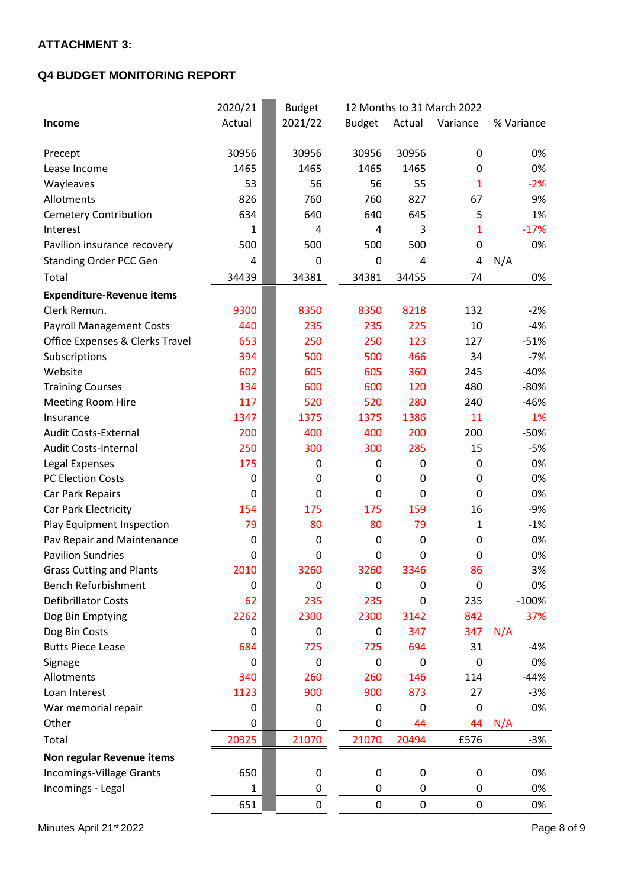**ATTACHMENT 3:**

**Q4 BUDGET MONITORING REPORT**

| Income | 2020/21 Actual | Budget 2021/22 | 12 Months to 31 March 2022 Budget | Actual | Variance | % Variance |
|---|---|---|---|---|---|---|
| Precept | 30956 | 30956 | 30956 | 30956 | 0 | 0% |
| Lease Income | 1465 | 1465 | 1465 | 1465 | 0 | 0% |
| Wayleaves | 53 | 56 | 56 | 55 | 1 | -2% |
| Allotments | 826 | 760 | 760 | 827 | 67 | 9% |
| Cemetery Contribution | 634 | 640 | 640 | 645 | 5 | 1% |
| Interest | 1 | 4 | 4 | 3 | 1 | -17% |
| Pavilion insurance recovery | 500 | 500 | 500 | 500 | 0 | 0% |
| Standing Order PCC Gen | 4 | 0 | 0 | 4 | 4 | N/A |
| Total | 34439 | 34381 | 34381 | 34455 | 74 | 0% |
| **Expenditure-Revenue items** | | | | | | |
| Clerk Remun. | 9300 | 8350 | 8350 | 8218 | 132 | -2% |
| Payroll Management Costs | 440 | 235 | 235 | 225 | 10 | -4% |
| Office Expenses & Clerks Travel | 653 | 250 | 250 | 123 | 127 | -51% |
| Subscriptions | 394 | 500 | 500 | 466 | 34 | -7% |
| Website | 602 | 605 | 605 | 360 | 245 | -40% |
| Training Courses | 134 | 600 | 600 | 120 | 480 | -80% |
| Meeting Room Hire | 117 | 520 | 520 | 280 | 240 | -46% |
| Insurance | 1347 | 1375 | 1375 | 1386 | 11 | 1% |
| Audit Costs-External | 200 | 400 | 400 | 200 | 200 | -50% |
| Audit Costs-Internal | 250 | 300 | 300 | 285 | 15 | -5% |
| Legal Expenses | 175 | 0 | 0 | 0 | 0 | 0% |
| PC Election Costs | 0 | 0 | 0 | 0 | 0 | 0% |
| Car Park Repairs | 0 | 0 | 0 | 0 | 0 | 0% |
| Car Park Electricity | 154 | 175 | 175 | 159 | 16 | -9% |
| Play Equipment Inspection | 79 | 80 | 80 | 79 | 1 | -1% |
| Pav Repair and Maintenance | 0 | 0 | 0 | 0 | 0 | 0% |
| Pavilion Sundries | 0 | 0 | 0 | 0 | 0 | 0% |
| Grass Cutting and Plants | 2010 | 3260 | 3260 | 3346 | 86 | 3% |
| Bench Refurbishment | 0 | 0 | 0 | 0 | 0 | 0% |
| Defibrillator Costs | 62 | 235 | 235 | 0 | 235 | -100% |
| Dog Bin Emptying | 2262 | 2300 | 2300 | 3142 | 842 | 37% |
| Dog Bin Costs | 0 | 0 | 0 | 347 | 347 | N/A |
| Butts Piece Lease | 684 | 725 | 725 | 694 | 31 | -4% |
| Signage | 0 | 0 | 0 | 0 | 0 | 0% |
| Allotments | 340 | 260 | 260 | 146 | 114 | -44% |
| Loan Interest | 1123 | 900 | 900 | 873 | 27 | -3% |
| War memorial repair | 0 | 0 | 0 | 0 | 0 | 0% |
| Other | 0 | 0 | 0 | 44 | 44 | N/A |
| Total | 20325 | 21070 | 21070 | 20494 | £576 | -3% |
| **Non regular Revenue items** | | | | | | |
| Incomings-Village Grants | 650 | 0 | 0 | 0 | 0 | 0% |
| Incomings - Legal | 1 | 0 | 0 | 0 | 0 | 0% |
| | 651 | 0 | 0 | 0 | 0 | 0% |

Minutes April 21st 2022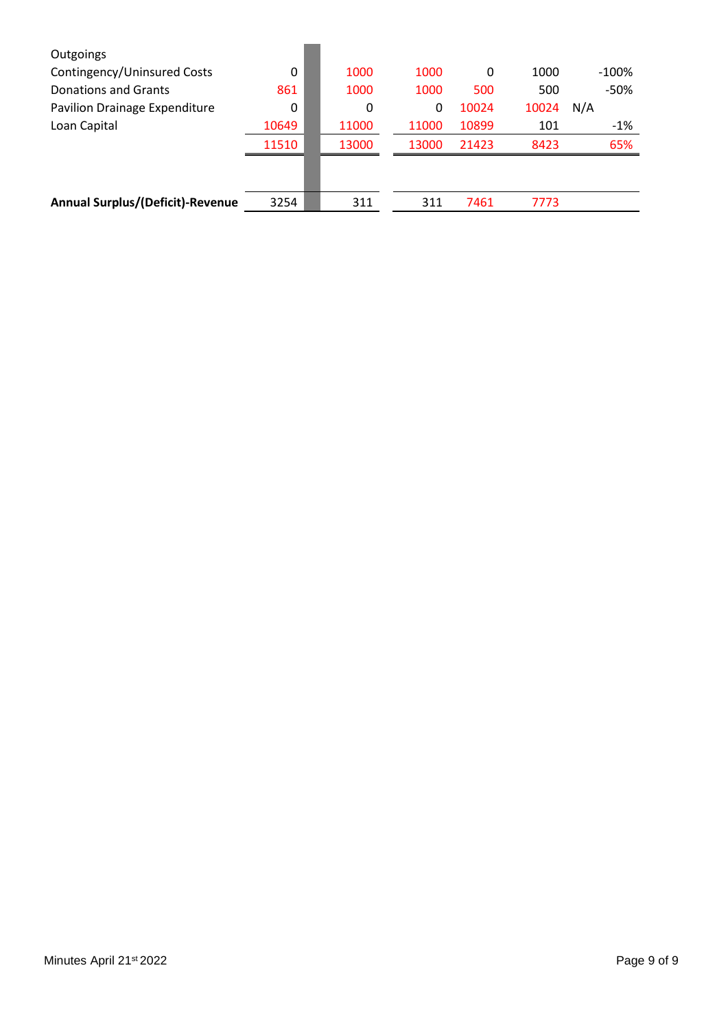| | | | | | | | |
|---|---|---|---|---|---|---|---|
| Outgoings | | | | | | | |
| Contingency/Uninsured Costs | 0 | | 1000 | 1000 | 0 | 1000 | -100% |
| Donations and Grants | 861 | | 1000 | 1000 | 500 | 500 | -50% |
| Pavilion Drainage Expenditure | 0 | | 0 | 0 | 10024 | 10024 | N/A |
| Loan Capital | 10649 | | 11000 | 11000 | 10899 | 101 | -1% |
| | 11510 | | 13000 | 13000 | 21423 | 8423 | 65% |
| | | | | | | | |
| **Annual Surplus/(Deficit)-Revenue** | 3254 | | 311 | 311 | 7461 | 7773 | |